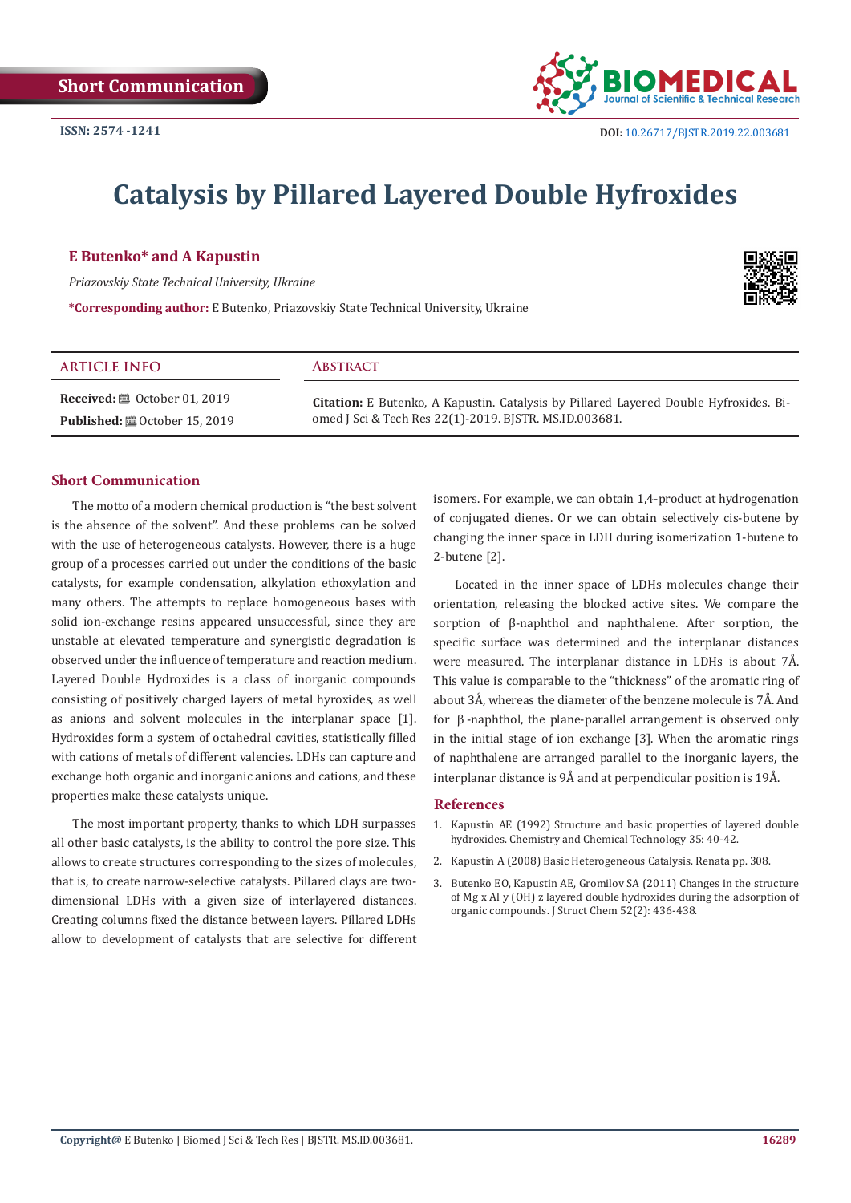Short Communication

ISSN: 2574 -1241

DOI: 10.26717/BJSTR.2019.22.003681

# Catalysis by Pillared Layered Double Hyfroxides

**E Butenko\* and A Kapustin**

*Priazovskiy State Technical University, Ukraine*

**\*Corresponding author:** E Butenko, Priazovskiy State Technical University, Ukraine

| ARTICLE INFO | Abstract |
|---|---|
| **Received:** October 01, 2019<br>**Published:** October 15, 2019 | **Citation:** E Butenko, A Kapustin. Catalysis by Pillared Layered Double Hyfroxides. Biomed J Sci & Tech Res 22(1)-2019. BJSTR. MS.ID.003681. |

## Short Communication

The motto of a modern chemical production is "the best solvent is the absence of the solvent". And these problems can be solved with the use of heterogeneous catalysts. However, there is a huge group of a processes carried out under the conditions of the basic catalysts, for example condensation, alkylation ethoxylation and many others. The attempts to replace homogeneous bases with solid ion-exchange resins appeared unsuccessful, since they are unstable at elevated temperature and synergistic degradation is observed under the influence of temperature and reaction medium. Layered Double Hydroxides is a class of inorganic compounds consisting of positively charged layers of metal hyroxides, as well as anions and solvent molecules in the interplanar space [1]. Hydroxides form a system of octahedral cavities, statistically filled with cations of metals of different valencies. LDHs can capture and exchange both organic and inorganic anions and cations, and these properties make these catalysts unique.

The most important property, thanks to which LDH surpasses all other basic catalysts, is the ability to control the pore size. This allows to create structures corresponding to the sizes of molecules, that is, to create narrow-selective catalysts. Pillared clays are two-dimensional LDHs with a given size of interlayered distances. Creating columns fixed the distance between layers. Pillared LDHs allow to development of catalysts that are selective for different isomers. For example, we can obtain 1,4-product at hydrogenation of conjugated dienes. Or we can obtain selectively cis-butene by changing the inner space in LDH during isomerization 1-butene to 2-butene [2].

Located in the inner space of LDHs molecules change their orientation, releasing the blocked active sites. We compare the sorption of β-naphthol and naphthalene. After sorption, the specific surface was determined and the interplanar distances were measured. The interplanar distance in LDHs is about 7Å. This value is comparable to the "thickness" of the aromatic ring of about 3Å, whereas the diameter of the benzene molecule is 7Å. And for β-naphthol, the plane-parallel arrangement is observed only in the initial stage of ion exchange [3]. When the aromatic rings of naphthalene are arranged parallel to the inorganic layers, the interplanar distance is 9Å and at perpendicular position is 19Å.

## References

1. Kapustin AE (1992) Structure and basic properties of layered double hydroxides. Chemistry and Chemical Technology 35: 40-42.
2. Kapustin A (2008) Basic Heterogeneous Catalysis. Renata pp. 308.
3. Butenko EO, Kapustin AE, Gromilov SA (2011) Changes in the structure of Mg x Al y (OH) z layered double hydroxides during the adsorption of organic compounds. J Struct Chem 52(2): 436-438.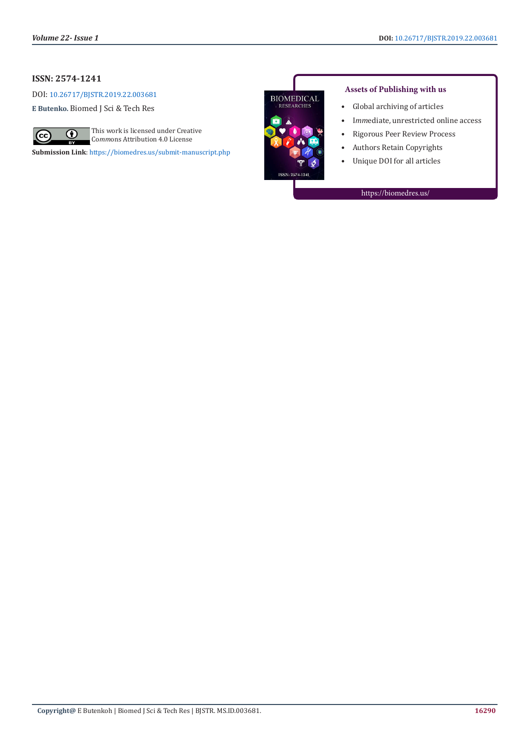**ISSN: 2574-1241**

DOI: 10.26717/BJSTR.2019.22.003681

**E Butenko.** Biomed J Sci & Tech Res

This work is licensed under Creative Commons Attribution 4.0 License

**Submission Link**: https://biomedres.us/submit-manuscript.php

### Assets of Publishing with us

- Global archiving of articles
- Immediate, unrestricted online access
- Rigorous Peer Review Process
- Authors Retain Copyrights
- Unique DOI for all articles

https://biomedres.us/